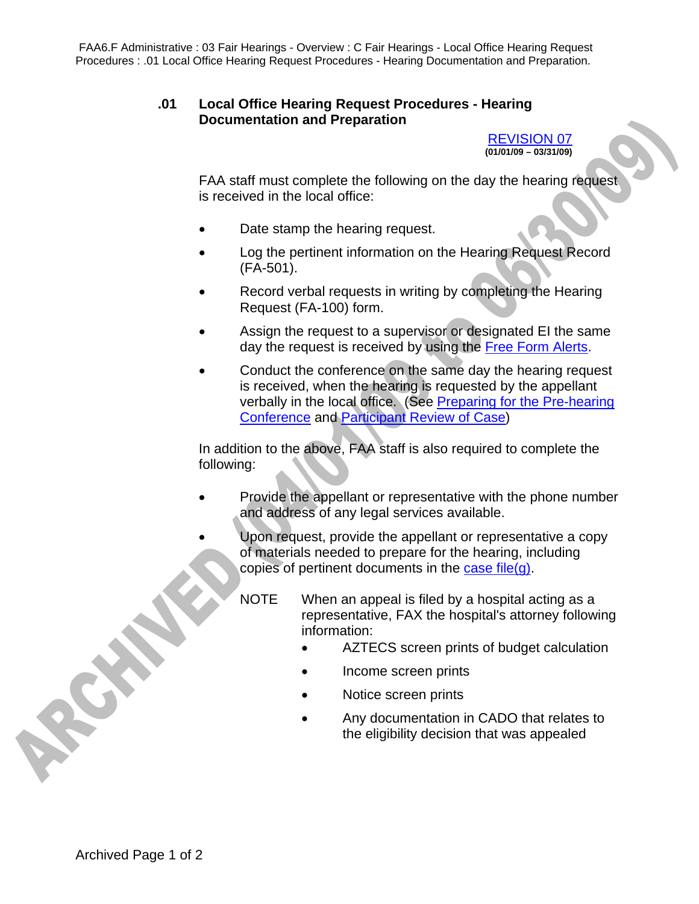## .01 Local Office Hearing Request Procedures - Hearing Documentation and Preparation

REVISION 07
**(01/01/09 – 03/31/09)**

FAA staff must complete the following on the day the hearing request is received in the local office:

- Date stamp the hearing request.
- Log the pertinent information on the Hearing Request Record (FA-501).
- Record verbal requests in writing by completing the Hearing Request (FA-100) form.
- Assign the request to a supervisor or designated EI the same day the request is received by using the Free Form Alerts.
- Conduct the conference on the same day the hearing request is received, when the hearing is requested by the appellant verbally in the local office. (See Preparing for the Pre-hearing Conference and Participant Review of Case)

In addition to the above, FAA staff is also required to complete the following:

- Provide the appellant or representative with the phone number and address of any legal services available.
- Upon request, provide the appellant or representative a copy of materials needed to prepare for the hearing, including copies of pertinent documents in the case file(g).

NOTE When an appeal is filed by a hospital acting as a representative, FAX the hospital's attorney following information:

- AZTECS screen prints of budget calculation
- Income screen prints
- Notice screen prints
- Any documentation in CADO that relates to the eligibility decision that was appealed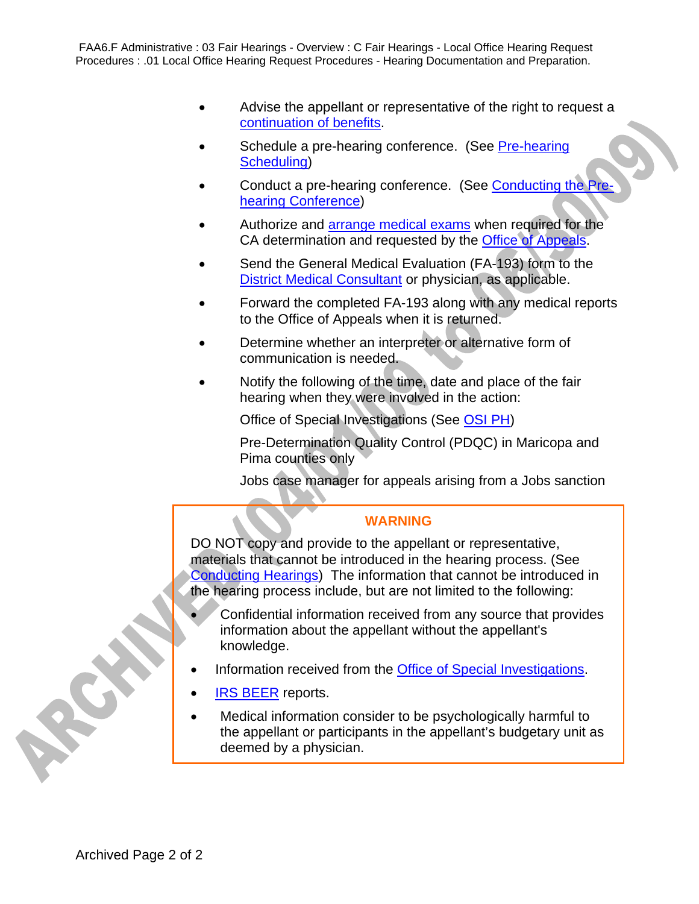- Advise the appellant or representative of the right to request a continuation of benefits.
- Schedule a pre-hearing conference. (See Pre-hearing Scheduling)
- Conduct a pre-hearing conference. (See Conducting the Pre-hearing Conference)
- Authorize and arrange medical exams when required for the CA determination and requested by the Office of Appeals.
- Send the General Medical Evaluation (FA-193) form to the District Medical Consultant or physician, as applicable.
- Forward the completed FA-193 along with any medical reports to the Office of Appeals when it is returned.
- Determine whether an interpreter or alternative form of communication is needed.
- Notify the following of the time, date and place of the fair hearing when they were involved in the action:

  Office of Special Investigations (See OSI PH)

  Pre-Determination Quality Control (PDQC) in Maricopa and Pima counties only

  Jobs case manager for appeals arising from a Jobs sanction

**WARNING**

DO NOT copy and provide to the appellant or representative, materials that cannot be introduced in the hearing process. (See Conducting Hearings) The information that cannot be introduced in the hearing process include, but are not limited to the following:

- Confidential information received from any source that provides information about the appellant without the appellant's knowledge.
- Information received from the Office of Special Investigations.
- IRS BEER reports.
- Medical information consider to be psychologically harmful to the appellant or participants in the appellant's budgetary unit as deemed by a physician.